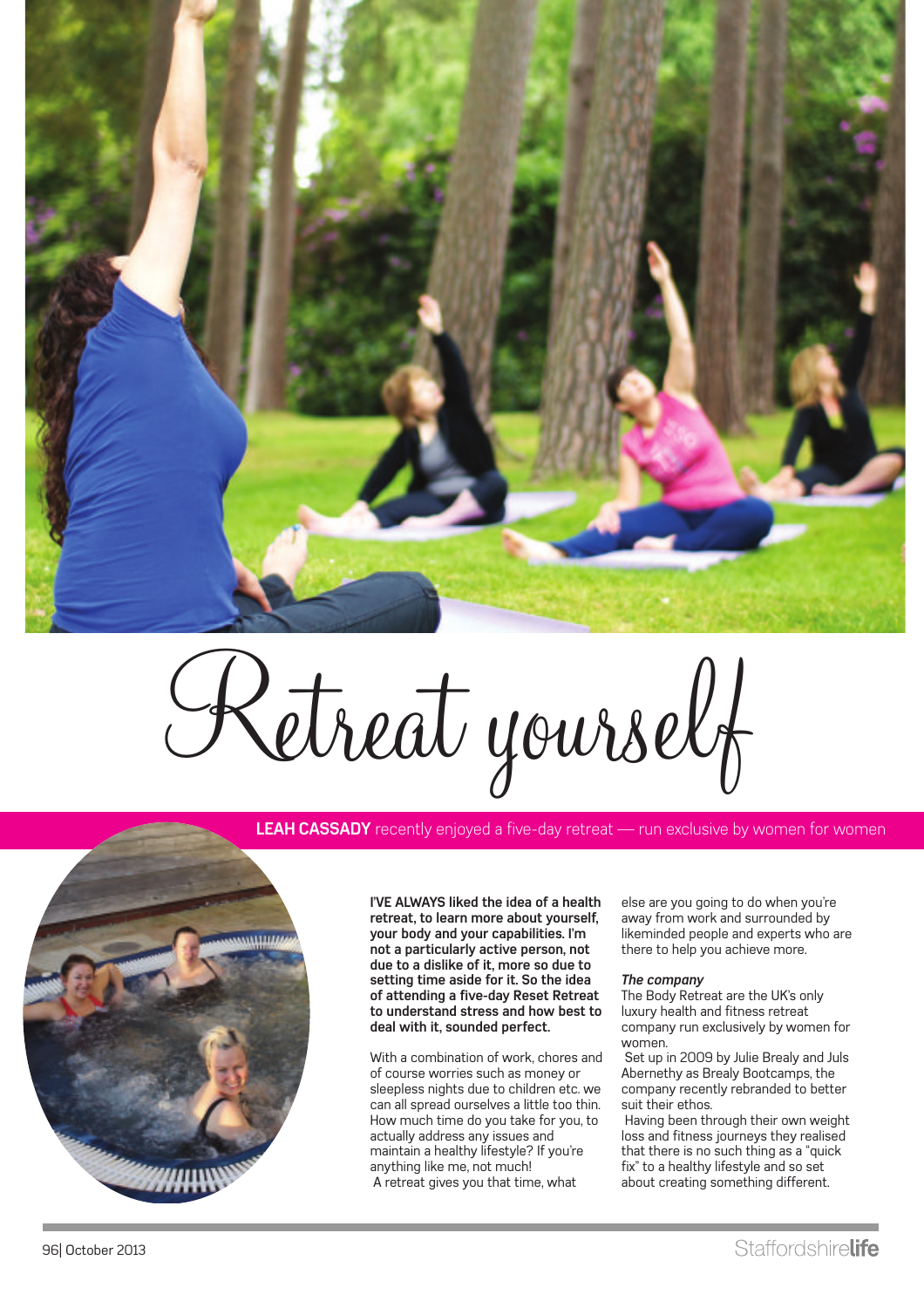# Retreat yourself

**LEAH CASSADY** recently enjoyed a five-day retreat — run exclusive by women for women

**I'VE ALWAYS liked the idea of a health retreat, to learn more about yourself, your body and your capabilities. I'm not a particularly active person, not due to a dislike of it, more so due to setting time aside for it. So the idea of attending a five-day Reset Retreat to understand stress and how best to deal with it, sounded perfect.**

With a combination of work, chores and of course worries such as money or sleepless nights due to children etc. we can all spread ourselves a little too thin. How much time do you take for you, to actually address any issues and maintain a healthy lifestyle? If you're anything like me, not much!

A retreat gives you that time, what else are you going to do when you're away from work and surrounded by likeminded people and experts who are there to help you achieve more.

***The company***

The Body Retreat are the UK's only luxury health and fitness retreat company run exclusively by women for women.

Set up in 2009 by Julie Brealy and Juls Abernethy as Brealy Bootcamps, the company recently rebranded to better suit their ethos.

Having been through their own weight loss and fitness journeys they realised that there is no such thing as a "quick fix" to a healthy lifestyle and so set about creating something different.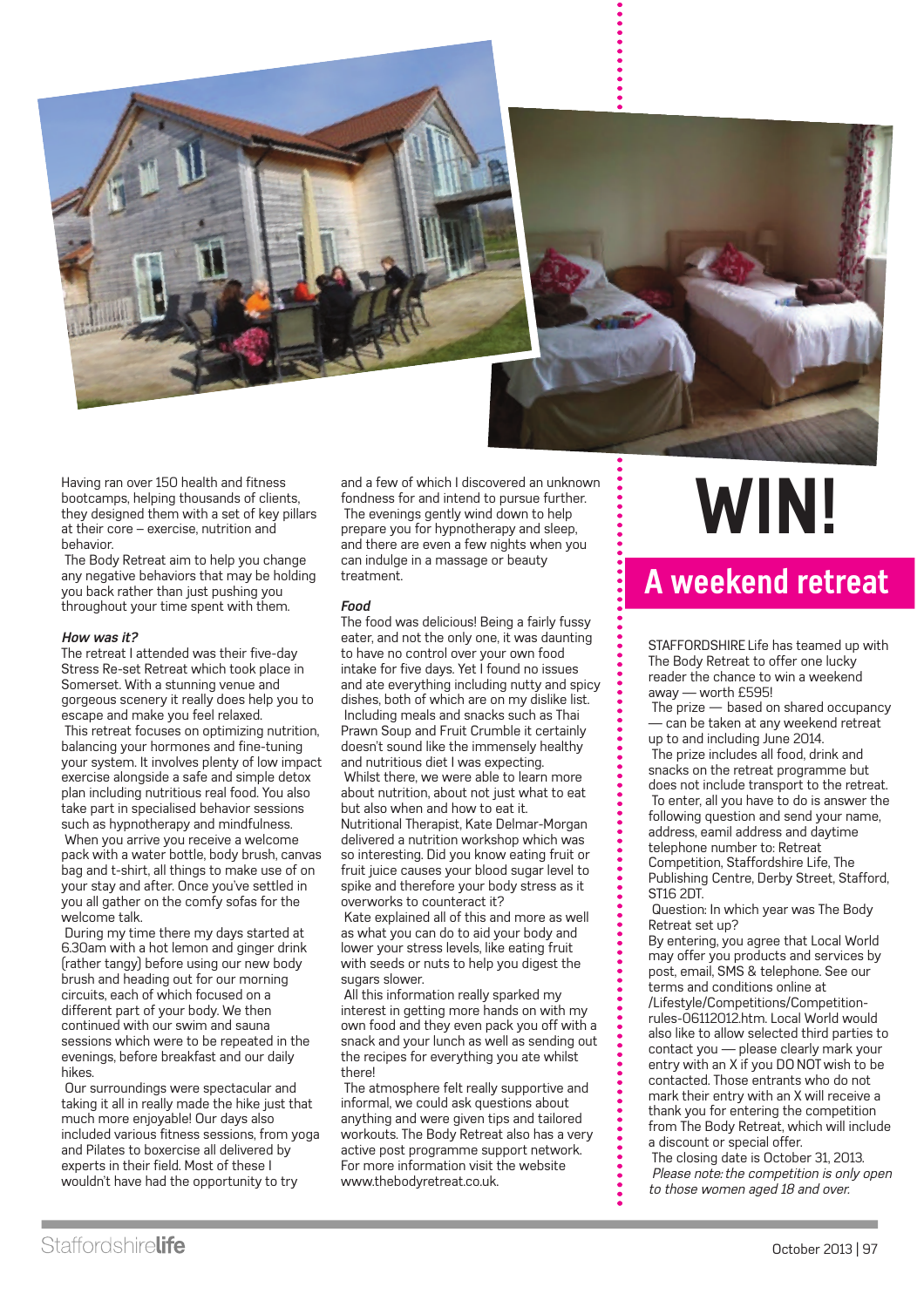Having ran over 150 health and fitness bootcamps, helping thousands of clients, they designed them with a set of key pillars at their core – exercise, nutrition and behavior.

The Body Retreat aim to help you change any negative behaviors that may be holding you back rather than just pushing you throughout your time spent with them.

***How was it?***

The retreat I attended was their five-day Stress Re-set Retreat which took place in Somerset. With a stunning venue and gorgeous scenery it really does help you to escape and make you feel relaxed.

This retreat focuses on optimizing nutrition, balancing your hormones and fine-tuning your system. It involves plenty of low impact exercise alongside a safe and simple detox plan including nutritious real food. You also take part in specialised behavior sessions such as hypnotherapy and mindfulness.

When you arrive you receive a welcome pack with a water bottle, body brush, canvas bag and t-shirt, all things to make use of on your stay and after. Once you've settled in you all gather on the comfy sofas for the welcome talk.

During my time there my days started at 6.30am with a hot lemon and ginger drink (rather tangy) before using our new body brush and heading out for our morning circuits, each of which focused on a different part of your body. We then continued with our swim and sauna sessions which were to be repeated in the evenings, before breakfast and our daily hikes.

Our surroundings were spectacular and taking it all in really made the hike just that much more enjoyable! Our days also included various fitness sessions, from yoga and Pilates to boxercise all delivered by experts in their field. Most of these I wouldn't have had the opportunity to try and a few of which I discovered an unknown fondness for and intend to pursue further.

The evenings gently wind down to help prepare you for hypnotherapy and sleep, and there are even a few nights when you can indulge in a massage or beauty treatment.

***Food***

The food was delicious! Being a fairly fussy eater, and not the only one, it was daunting to have no control over your own food intake for five days. Yet I found no issues and ate everything including nutty and spicy dishes, both of which are on my dislike list.

Including meals and snacks such as Thai Prawn Soup and Fruit Crumble it certainly doesn't sound like the immensely healthy and nutritious diet I was expecting.

Whilst there, we were able to learn more about nutrition, about not just what to eat but also when and how to eat it.

Nutritional Therapist, Kate Delmar-Morgan delivered a nutrition workshop which was so interesting. Did you know eating fruit or fruit juice causes your blood sugar level to spike and therefore your body stress as it overworks to counteract it?

Kate explained all of this and more as well as what you can do to aid your body and lower your stress levels, like eating fruit with seeds or nuts to help you digest the sugars slower.

All this information really sparked my interest in getting more hands on with my own food and they even pack you off with a snack and your lunch as well as sending out the recipes for everything you ate whilst there!

The atmosphere felt really supportive and informal, we could ask questions about anything and were given tips and tailored workouts. The Body Retreat also has a very active post programme support network. For more information visit the website www.thebodyretreat.co.uk.

# WIN!

## A weekend retreat

STAFFORDSHIRE Life has teamed up with The Body Retreat to offer one lucky reader the chance to win a weekend away — worth £595!

The prize — based on shared occupancy — can be taken at any weekend retreat up to and including June 2014.

The prize includes all food, drink and snacks on the retreat programme but does not include transport to the retreat.

To enter, all you have to do is answer the following question and send your name, address, eamil address and daytime telephone number to: Retreat Competition, Staffordshire Life, The Publishing Centre, Derby Street, Stafford, ST16 2DT.

Question: In which year was The Body Retreat set up?

By entering, you agree that Local World may offer you products and services by post, email, SMS & telephone. See our terms and conditions online at /Lifestyle/Competitions/Competition-rules-06112012.htm. Local World would also like to allow selected third parties to contact you — please clearly mark your entry with an X if you DO NOT wish to be contacted. Those entrants who do not mark their entry with an X will receive a thank you for entering the competition from The Body Retreat, which will include a discount or special offer.

The closing date is October 31, 2013.

*Please note: the competition is only open to those women aged 18 and over.*